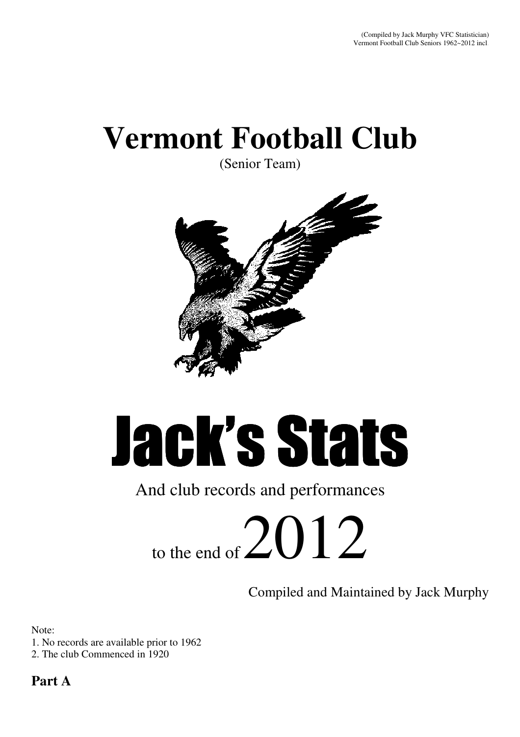# Vermont Football Club

(Senior Team)

# Jack's Stats

And club records and performances

to the end of 2012

Compiled and Maintained by Jack Murphy

Note:
1. No records are available prior to 1962
2. The club Commenced in 1920

**Part A**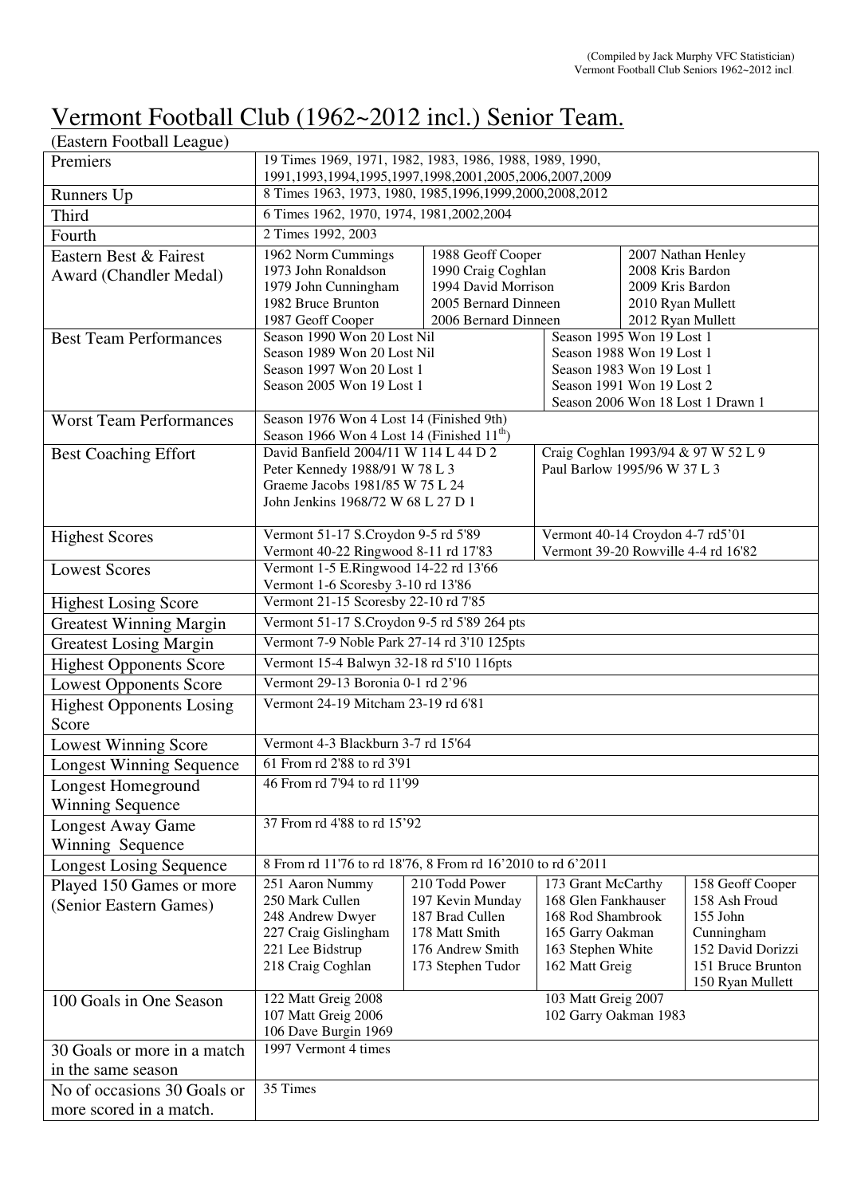# Vermont Football Club (1962~2012 incl.) Senior Team.

(Eastern Football League)

| | |
|---|---|
| Premiers | 19 Times 1969, 1971, 1982, 1983, 1986, 1988, 1989, 1990, 1991,1993,1994,1995,1997,1998,2001,2005,2006,2007,2009 |
| Runners Up | 8 Times 1963, 1973, 1980, 1985,1996,1999,2000,2008,2012 |
| Third | 6 Times 1962, 1970, 1974, 1981,2002,2004 |
| Fourth | 2 Times 1992, 2003 |
| Eastern Best & Fairest Award (Chandler Medal) | 1962 Norm Cummings<br>1973 John Ronaldson<br>1979 John Cunningham<br>1982 Bruce Brunton<br>1987 Geoff Cooper<br>1988 Geoff Cooper<br>1990 Craig Coghlan<br>1994 David Morrison<br>2005 Bernard Dinneen<br>2006 Bernard Dinneen<br>2007 Nathan Henley<br>2008 Kris Bardon<br>2009 Kris Bardon<br>2010 Ryan Mullett<br>2012 Ryan Mullett |
| Best Team Performances | Season 1990 Won 20 Lost Nil<br>Season 1989 Won 20 Lost Nil<br>Season 1997 Won 20 Lost 1<br>Season 2005 Won 19 Lost 1<br>Season 1995 Won 19 Lost 1<br>Season 1988 Won 19 Lost 1<br>Season 1983 Won 19 Lost 1<br>Season 1991 Won 19 Lost 2<br>Season 2006 Won 18 Lost 1 Drawn 1 |
| Worst Team Performances | Season 1976 Won 4 Lost 14 (Finished 9th)<br>Season 1966 Won 4 Lost 14 (Finished 11th) |
| Best Coaching Effort | David Banfield 2004/11 W 114 L 44 D 2<br>Peter Kennedy 1988/91 W 78 L 3<br>Graeme Jacobs 1981/85 W 75 L 24<br>John Jenkins 1968/72 W 68 L 27 D 1<br>Craig Coghlan 1993/94 & 97 W 52 L 9<br>Paul Barlow 1995/96 W 37 L 3 |
| Highest Scores | Vermont 51-17 S.Croydon 9-5 rd 5'89<br>Vermont 40-22 Ringwood 8-11 rd 17'83<br>Vermont 40-14 Croydon 4-7 rd5'01<br>Vermont 39-20 Rowville 4-4 rd 16'82 |
| Lowest Scores | Vermont 1-5 E.Ringwood 14-22 rd 13'66<br>Vermont 1-6 Scoresby 3-10 rd 13'86 |
| Highest Losing Score | Vermont 21-15 Scoresby 22-10 rd 7'85 |
| Greatest Winning Margin | Vermont 51-17 S.Croydon 9-5 rd 5'89 264 pts |
| Greatest Losing Margin | Vermont 7-9 Noble Park 27-14 rd 3'10 125pts |
| Highest Opponents Score | Vermont 15-4 Balwyn 32-18 rd 5'10 116pts |
| Lowest Opponents Score | Vermont 29-13 Boronia 0-1 rd 2'96 |
| Highest Opponents Losing Score | Vermont 24-19 Mitcham 23-19 rd 6'81 |
| Lowest Winning Score | Vermont 4-3 Blackburn 3-7 rd 15'64 |
| Longest Winning Sequence | 61 From rd 2'88 to rd 3'91 |
| Longest Homeground Winning Sequence | 46 From rd 7'94 to rd 11'99 |
| Longest Away Game Winning Sequence | 37 From rd 4'88 to rd 15'92 |
| Longest Losing Sequence | 8 From rd 11'76 to rd 18'76, 8 From rd 16'2010 to rd 6'2011 |
| Played 150 Games or more (Senior Eastern Games) | 251 Aaron Nummy<br>250 Mark Cullen<br>248 Andrew Dwyer<br>227 Craig Gislingham<br>221 Lee Bidstrup<br>218 Craig Coghlan<br>210 Todd Power<br>197 Kevin Munday<br>187 Brad Cullen<br>178 Matt Smith<br>176 Andrew Smith<br>173 Stephen Tudor<br>173 Grant McCarthy<br>168 Glen Fankhauser<br>168 Rod Shambrook<br>165 Garry Oakman<br>163 Stephen White<br>162 Matt Greig<br>158 Geoff Cooper<br>158 Ash Froud<br>155 John Cunningham<br>152 David Dorizzi<br>151 Bruce Brunton<br>150 Ryan Mullett |
| 100 Goals in One Season | 122 Matt Greig 2008<br>107 Matt Greig 2006<br>106 Dave Burgin 1969<br>103 Matt Greig 2007<br>102 Garry Oakman 1983 |
| 30 Goals or more in a match in the same season | 1997 Vermont 4 times |
| No of occasions 30 Goals or more scored in a match. | 35 Times |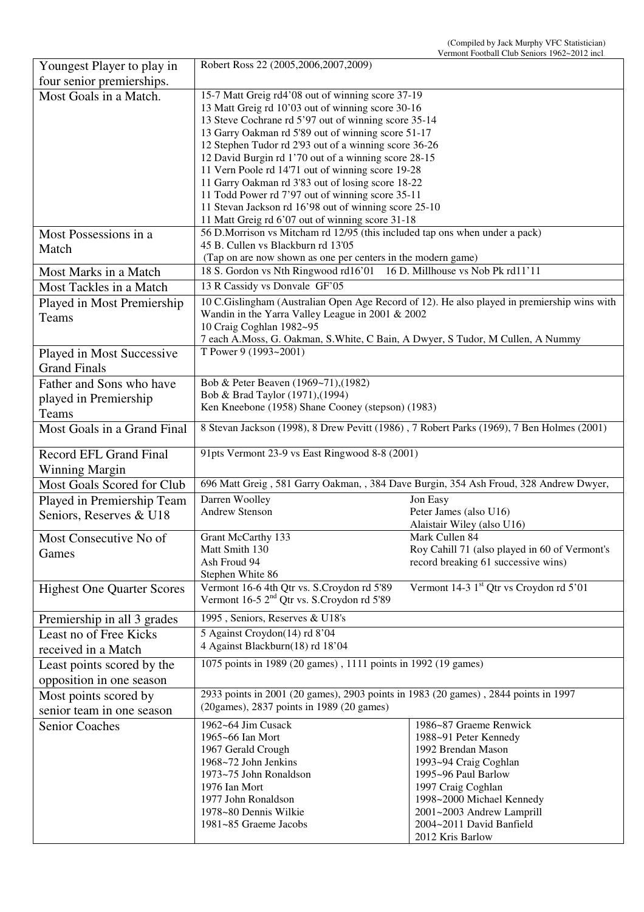(Compiled by Jack Murphy VFC Statistician)
Vermont Football Club Seniors 1962~2012 incl.

| | |
|---|---|
| Youngest Player to play in four senior premierships. | Robert Ross 22 (2005,2006,2007,2009) |
| Most Goals in a Match. | 15-7 Matt Greig rd4'08 out of winning score 37-19<br>13 Matt Greig rd 10'03 out of winning score 30-16<br>13 Steve Cochrane rd 5'97 out of winning score 35-14<br>13 Garry Oakman rd 5'89 out of winning score 51-17<br>12 Stephen Tudor rd 2'93 out of a winning score 36-26<br>12 David Burgin rd 1'70 out of a winning score 28-15<br>11 Vern Poole rd 14'71 out of winning score 19-28<br>11 Garry Oakman rd 3'83 out of losing score 18-22<br>11 Todd Power rd 7'97 out of winning score 35-11<br>11 Stevan Jackson rd 16'98 out of winning score 25-10<br>11 Matt Greig rd 6'07 out of winning score 31-18 |
| Most Possessions in a Match | 56 D.Morrison vs Mitcham rd 12/95 (this included tap ons when under a pack)<br>45 B. Cullen vs Blackburn rd 13'05<br>(Tap on are now shown as one per centers in the modern game) |
| Most Marks in a Match | 18 S. Gordon vs Nth Ringwood rd16'01 16 D. Millhouse vs Nob Pk rd11'11 |
| Most Tackles in a Match | 13 R Cassidy vs Donvale GF'05 |
| Played in Most Premiership Teams | 10 C.Gislingham (Australian Open Age Record of 12). He also played in premiership wins with Wandin in the Yarra Valley League in 2001 & 2002<br>10 Craig Coghlan 1982~95<br>7 each A.Moss, G. Oakman, S.White, C Bain, A Dwyer, S Tudor, M Cullen, A Nummy |
| Played in Most Successive Grand Finals | T Power 9 (1993~2001) |
| Father and Sons who have played in Premiership Teams | Bob & Peter Beaven (1969~71),(1982)<br>Bob & Brad Taylor (1971),(1994)<br>Ken Kneebone (1958) Shane Cooney (stepson) (1983) |
| Most Goals in a Grand Final | 8 Stevan Jackson (1998), 8 Drew Pevitt (1986) , 7 Robert Parks (1969), 7 Ben Holmes (2001) |
| Record EFL Grand Final Winning Margin | 91pts Vermont 23-9 vs East Ringwood 8-8 (2001) |
| Most Goals Scored for Club | 696 Matt Greig , 581 Garry Oakman, , 384 Dave Burgin, 354 Ash Froud, 328 Andrew Dwyer, |
| Played in Premiership Team Seniors, Reserves & U18 | Darren Woolley<br>Andrew Stenson<br>Jon Easy<br>Peter James (also U16)<br>Alaistair Wiley (also U16) |
| Most Consecutive No of Games | Grant McCarthy 133<br>Matt Smith 130<br>Ash Froud 94<br>Stephen White 86<br>Mark Cullen 84<br>Roy Cahill 71 (also played in 60 of Vermont's record breaking 61 successive wins) |
| Highest One Quarter Scores | Vermont 16-6 4th Qtr vs. S.Croydon rd 5'89<br>Vermont 16-5 2nd Qtr vs. S.Croydon rd 5'89<br>Vermont 14-3 1st Qtr vs Croydon rd 5'01 |
| Premiership in all 3 grades | 1995 , Seniors, Reserves & U18's |
| Least no of Free Kicks received in a Match | 5 Against Croydon(14) rd 8'04<br>4 Against Blackburn(18) rd 18'04 |
| Least points scored by the opposition in one season | 1075 points in 1989 (20 games) , 1111 points in 1992 (19 games) |
| Most points scored by senior team in one season | 2933 points in 2001 (20 games), 2903 points in 1983 (20 games) , 2844 points in 1997 (20games), 2837 points in 1989 (20 games) |
| Senior Coaches | 1962~64 Jim Cusack<br>1965~66 Ian Mort<br>1967 Gerald Crough<br>1968~72 John Jenkins<br>1973~75 John Ronaldson<br>1976 Ian Mort<br>1977 John Ronaldson<br>1978~80 Dennis Wilkie<br>1981~85 Graeme Jacobs<br>1986~87 Graeme Renwick<br>1988~91 Peter Kennedy<br>1992 Brendan Mason<br>1993~94 Craig Coghlan<br>1995~96 Paul Barlow<br>1997 Craig Coghlan<br>1998~2000 Michael Kennedy<br>2001~2003 Andrew Lamprill<br>2004~2011 David Banfield<br>2012 Kris Barlow |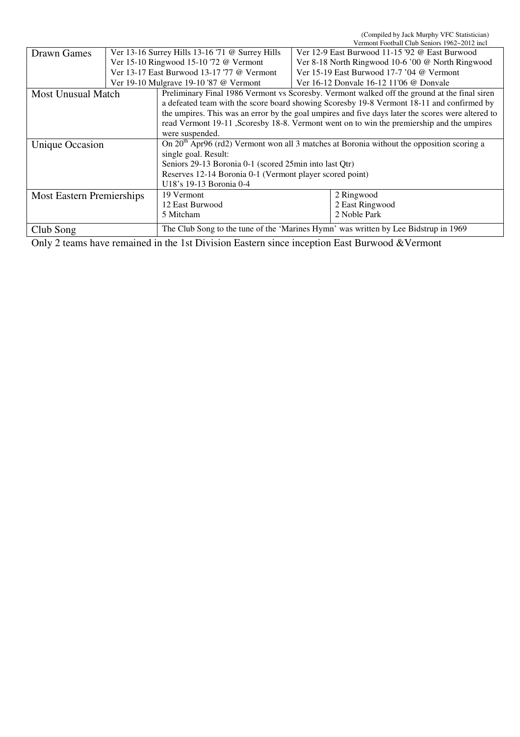(Compiled by Jack Murphy VFC Statistician)
Vermont Football Club Seniors 1962~2012 incl.

| | | | |
|---|---|---|---|
| Drawn Games | Ver 13-16 Surrey Hills 13-16 '71 @ Surrey Hills<br>Ver 15-10 Ringwood 15-10 '72 @ Vermont<br>Ver 13-17 East Burwood 13-17 '77 @ Vermont<br>Ver 19-10 Mulgrave 19-10 '87 @ Vermont | Ver 12-9 East Burwood 11-15 '92 @ East Burwood<br>Ver 8-18 North Ringwood 10-6 '00 @ North Ringwood<br>Ver 15-19 East Burwood 17-7 '04 @ Vermont<br>Ver 16-12 Donvale 16-12 11'06 @ Donvale | |
| Most Unusual Match | Preliminary Final 1986 Vermont vs Scoresby. Vermont walked off the ground at the final siren a defeated team with the score board showing Scoresby 19-8 Vermont 18-11 and confirmed by the umpires. This was an error by the goal umpires and five days later the scores were altered to read Vermont 19-11 ,Scoresby 18-8. Vermont went on to win the premiership and the umpires were suspended. | | |
| Unique Occasion | On 20th Apr96 (rd2) Vermont won all 3 matches at Boronia without the opposition scoring a single goal. Result:<br>Seniors 29-13 Boronia 0-1 (scored 25min into last Qtr)<br>Reserves 12-14 Boronia 0-1 (Vermont player scored point)<br>U18's 19-13 Boronia 0-4 | | |
| Most Eastern Premierships | 19 Vermont<br>12 East Burwood<br>5 Mitcham | 2 Ringwood<br>2 East Ringwood<br>2 Noble Park | |
| Club Song | The Club Song to the tune of the 'Marines Hymn' was written by Lee Bidstrup in 1969 | | |

Only 2 teams have remained in the 1st Division Eastern since inception East Burwood &Vermont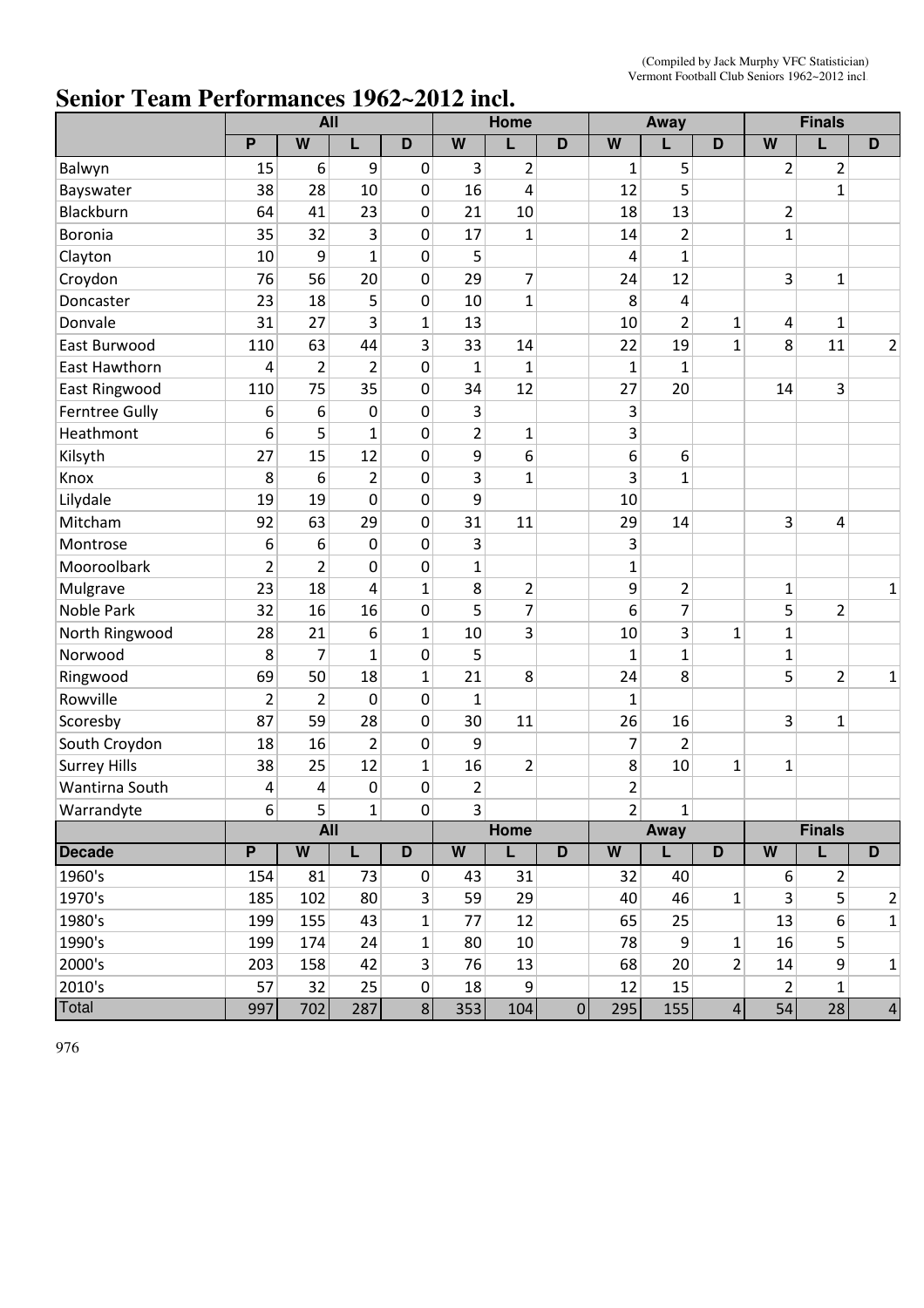# Senior Team Performances 1962~2012 incl.

| | All | | | | Home | | | Away | | | Finals | | |
|---|---|---|---|---|---|---|---|---|---|---|---|---|---|
| | P | W | L | D | W | L | D | W | L | D | W | L | D |
| Balwyn | 15 | 6 | 9 | 0 | 3 | 2 | | 1 | 5 | | 2 | 2 | |
| Bayswater | 38 | 28 | 10 | 0 | 16 | 4 | | 12 | 5 | | | 1 | |
| Blackburn | 64 | 41 | 23 | 0 | 21 | 10 | | 18 | 13 | | 2 | | |
| Boronia | 35 | 32 | 3 | 0 | 17 | 1 | | 14 | 2 | | 1 | | |
| Clayton | 10 | 9 | 1 | 0 | 5 | | | 4 | 1 | | | | |
| Croydon | 76 | 56 | 20 | 0 | 29 | 7 | | 24 | 12 | | 3 | 1 | |
| Doncaster | 23 | 18 | 5 | 0 | 10 | 1 | | 8 | 4 | | | | |
| Donvale | 31 | 27 | 3 | 1 | 13 | | | 10 | 2 | 1 | 4 | 1 | |
| East Burwood | 110 | 63 | 44 | 3 | 33 | 14 | | 22 | 19 | 1 | 8 | 11 | 2 |
| East Hawthorn | 4 | 2 | 2 | 0 | 1 | 1 | | 1 | 1 | | | | |
| East Ringwood | 110 | 75 | 35 | 0 | 34 | 12 | | 27 | 20 | | 14 | 3 | |
| Ferntree Gully | 6 | 6 | 0 | 0 | 3 | | | 3 | | | | | |
| Heathmont | 6 | 5 | 1 | 0 | 2 | 1 | | 3 | | | | | |
| Kilsyth | 27 | 15 | 12 | 0 | 9 | 6 | | 6 | 6 | | | | |
| Knox | 8 | 6 | 2 | 0 | 3 | 1 | | 3 | 1 | | | | |
| Lilydale | 19 | 19 | 0 | 0 | 9 | | | 10 | | | | | |
| Mitcham | 92 | 63 | 29 | 0 | 31 | 11 | | 29 | 14 | | 3 | 4 | |
| Montrose | 6 | 6 | 0 | 0 | 3 | | | 3 | | | | | |
| Mooroolbark | 2 | 2 | 0 | 0 | 1 | | | 1 | | | | | |
| Mulgrave | 23 | 18 | 4 | 1 | 8 | 2 | | 9 | 2 | | 1 | | 1 |
| Noble Park | 32 | 16 | 16 | 0 | 5 | 7 | | 6 | 7 | | 5 | 2 | |
| North Ringwood | 28 | 21 | 6 | 1 | 10 | 3 | | 10 | 3 | 1 | 1 | | |
| Norwood | 8 | 7 | 1 | 0 | 5 | | | 1 | 1 | | 1 | | |
| Ringwood | 69 | 50 | 18 | 1 | 21 | 8 | | 24 | 8 | | 5 | 2 | 1 |
| Rowville | 2 | 2 | 0 | 0 | 1 | | | 1 | | | | | |
| Scoresby | 87 | 59 | 28 | 0 | 30 | 11 | | 26 | 16 | | 3 | 1 | |
| South Croydon | 18 | 16 | 2 | 0 | 9 | | | 7 | 2 | | | | |
| Surrey Hills | 38 | 25 | 12 | 1 | 16 | 2 | | 8 | 10 | 1 | 1 | | |
| Wantirna South | 4 | 4 | 0 | 0 | 2 | | | 2 | | | | | |
| Warrandyte | 6 | 5 | 1 | 0 | 3 | | | 2 | 1 | | | | |
| | **All** | | | | **Home** | | | **Away** | | | **Finals** | | |
| **Decade** | **P** | **W** | **L** | **D** | **W** | **L** | **D** | **W** | **L** | **D** | **W** | **L** | **D** |
| 1960's | 154 | 81 | 73 | 0 | 43 | 31 | | 32 | 40 | | 6 | 2 | |
| 1970's | 185 | 102 | 80 | 3 | 59 | 29 | | 40 | 46 | 1 | 3 | 5 | 2 |
| 1980's | 199 | 155 | 43 | 1 | 77 | 12 | | 65 | 25 | | 13 | 6 | 1 |
| 1990's | 199 | 174 | 24 | 1 | 80 | 10 | | 78 | 9 | 1 | 16 | 5 | |
| 2000's | 203 | 158 | 42 | 3 | 76 | 13 | | 68 | 20 | 2 | 14 | 9 | 1 |
| 2010's | 57 | 32 | 25 | 0 | 18 | 9 | | 12 | 15 | | 2 | 1 | |
| Total | 997 | 702 | 287 | 8 | 353 | 104 | 0 | 295 | 155 | 4 | 54 | 28 | 4 |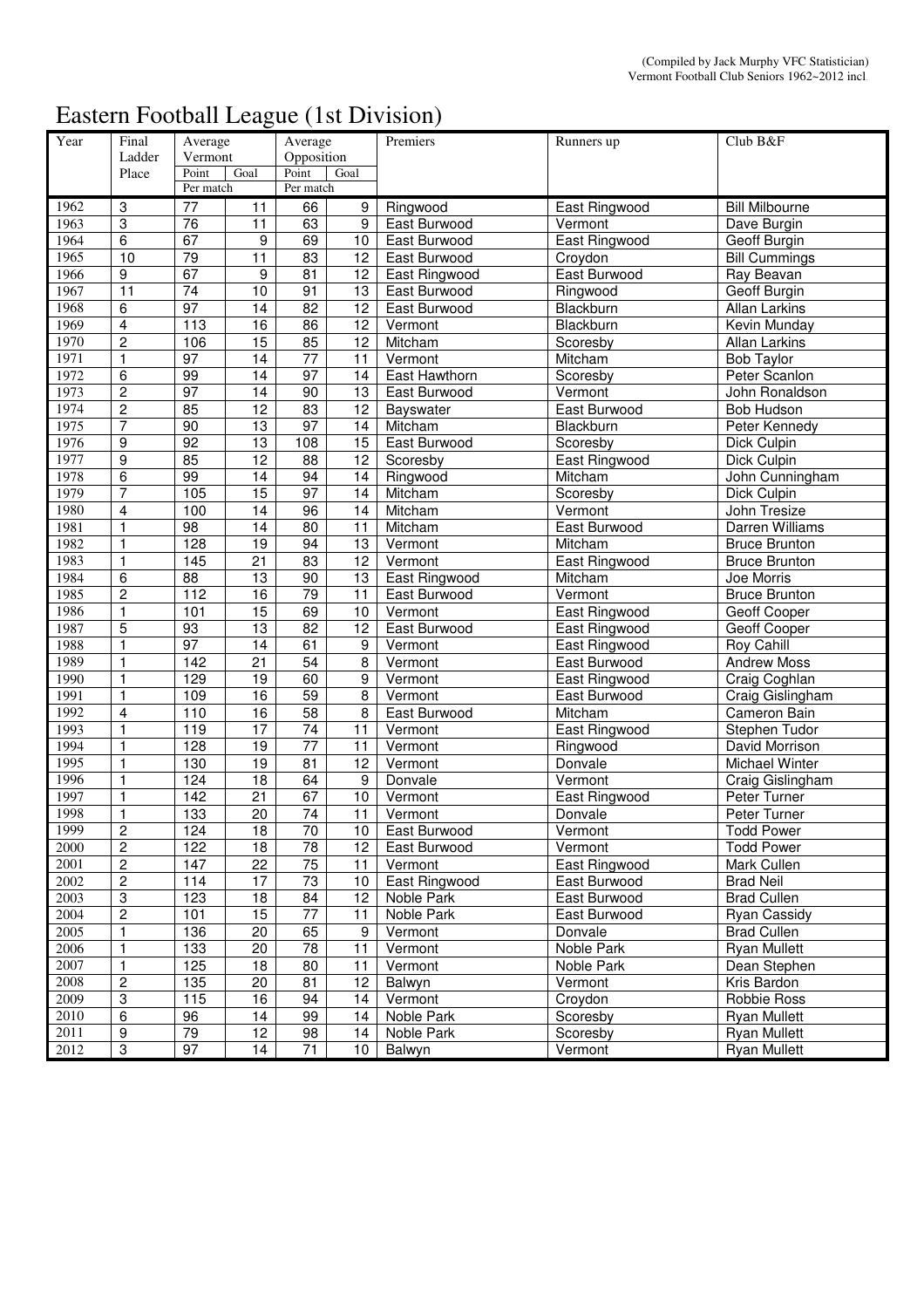(Compiled by Jack Murphy VFC Statistician)
Vermont Football Club Seniors 1962~2012 incl.

# Eastern Football League (1st Division)

| Year | Final Ladder Place | Average Vermont | | Average Opposition | | Premiers | Runners up | Club B&F |
|---|---|---|---|---|---|---|---|---|
| | | Point | Goal | Point | Goal | | | |
| | | Per match | | Per match | | | | |
| 1962 | 3 | 77 | 11 | 66 | 9 | Ringwood | East Ringwood | Bill Milbourne |
| 1963 | 3 | 76 | 11 | 63 | 9 | East Burwood | Vermont | Dave Burgin |
| 1964 | 6 | 67 | 9 | 69 | 10 | East Burwood | East Ringwood | Geoff Burgin |
| 1965 | 10 | 79 | 11 | 83 | 12 | East Burwood | Croydon | Bill Cummings |
| 1966 | 9 | 67 | 9 | 81 | 12 | East Ringwood | East Burwood | Ray Beavan |
| 1967 | 11 | 74 | 10 | 91 | 13 | East Burwood | Ringwood | Geoff Burgin |
| 1968 | 6 | 97 | 14 | 82 | 12 | East Burwood | Blackburn | Allan Larkins |
| 1969 | 4 | 113 | 16 | 86 | 12 | Vermont | Blackburn | Kevin Munday |
| 1970 | 2 | 106 | 15 | 85 | 12 | Mitcham | Scoresby | Allan Larkins |
| 1971 | 1 | 97 | 14 | 77 | 11 | Vermont | Mitcham | Bob Taylor |
| 1972 | 6 | 99 | 14 | 97 | 14 | East Hawthorn | Scoresby | Peter Scanlon |
| 1973 | 2 | 97 | 14 | 90 | 13 | East Burwood | Vermont | John Ronaldson |
| 1974 | 2 | 85 | 12 | 83 | 12 | Bayswater | East Burwood | Bob Hudson |
| 1975 | 7 | 90 | 13 | 97 | 14 | Mitcham | Blackburn | Peter Kennedy |
| 1976 | 9 | 92 | 13 | 108 | 15 | East Burwood | Scoresby | Dick Culpin |
| 1977 | 9 | 85 | 12 | 88 | 12 | Scoresby | East Ringwood | Dick Culpin |
| 1978 | 6 | 99 | 14 | 94 | 14 | Ringwood | Mitcham | John Cunningham |
| 1979 | 7 | 105 | 15 | 97 | 14 | Mitcham | Scoresby | Dick Culpin |
| 1980 | 4 | 100 | 14 | 96 | 14 | Mitcham | Vermont | John Tresize |
| 1981 | 1 | 98 | 14 | 80 | 11 | Mitcham | East Burwood | Darren Williams |
| 1982 | 1 | 128 | 19 | 94 | 13 | Vermont | Mitcham | Bruce Brunton |
| 1983 | 1 | 145 | 21 | 83 | 12 | Vermont | East Ringwood | Bruce Brunton |
| 1984 | 6 | 88 | 13 | 90 | 13 | East Ringwood | Mitcham | Joe Morris |
| 1985 | 2 | 112 | 16 | 79 | 11 | East Burwood | Vermont | Bruce Brunton |
| 1986 | 1 | 101 | 15 | 69 | 10 | Vermont | East Ringwood | Geoff Cooper |
| 1987 | 5 | 93 | 13 | 82 | 12 | East Burwood | East Ringwood | Geoff Cooper |
| 1988 | 1 | 97 | 14 | 61 | 9 | Vermont | East Ringwood | Roy Cahill |
| 1989 | 1 | 142 | 21 | 54 | 8 | Vermont | East Burwood | Andrew Moss |
| 1990 | 1 | 129 | 19 | 60 | 9 | Vermont | East Ringwood | Craig Coghlan |
| 1991 | 1 | 109 | 16 | 59 | 8 | Vermont | East Burwood | Craig Gislingham |
| 1992 | 4 | 110 | 16 | 58 | 8 | East Burwood | Mitcham | Cameron Bain |
| 1993 | 1 | 119 | 17 | 74 | 11 | Vermont | East Ringwood | Stephen Tudor |
| 1994 | 1 | 128 | 19 | 77 | 11 | Vermont | Ringwood | David Morrison |
| 1995 | 1 | 130 | 19 | 81 | 12 | Vermont | Donvale | Michael Winter |
| 1996 | 1 | 124 | 18 | 64 | 9 | Donvale | Vermont | Craig Gislingham |
| 1997 | 1 | 142 | 21 | 67 | 10 | Vermont | East Ringwood | Peter Turner |
| 1998 | 1 | 133 | 20 | 74 | 11 | Vermont | Donvale | Peter Turner |
| 1999 | 2 | 124 | 18 | 70 | 10 | East Burwood | Vermont | Todd Power |
| 2000 | 2 | 122 | 18 | 78 | 12 | East Burwood | Vermont | Todd Power |
| 2001 | 2 | 147 | 22 | 75 | 11 | Vermont | East Ringwood | Mark Cullen |
| 2002 | 2 | 114 | 17 | 73 | 10 | East Ringwood | East Burwood | Brad Neil |
| 2003 | 3 | 123 | 18 | 84 | 12 | Noble Park | East Burwood | Brad Cullen |
| 2004 | 2 | 101 | 15 | 77 | 11 | Noble Park | East Burwood | Ryan Cassidy |
| 2005 | 1 | 136 | 20 | 65 | 9 | Vermont | Donvale | Brad Cullen |
| 2006 | 1 | 133 | 20 | 78 | 11 | Vermont | Noble Park | Ryan Mullett |
| 2007 | 1 | 125 | 18 | 80 | 11 | Vermont | Noble Park | Dean Stephen |
| 2008 | 2 | 135 | 20 | 81 | 12 | Balwyn | Vermont | Kris Bardon |
| 2009 | 3 | 115 | 16 | 94 | 14 | Vermont | Croydon | Robbie Ross |
| 2010 | 6 | 96 | 14 | 99 | 14 | Noble Park | Scoresby | Ryan Mullett |
| 2011 | 9 | 79 | 12 | 98 | 14 | Noble Park | Scoresby | Ryan Mullett |
| 2012 | 3 | 97 | 14 | 71 | 10 | Balwyn | Vermont | Ryan Mullett |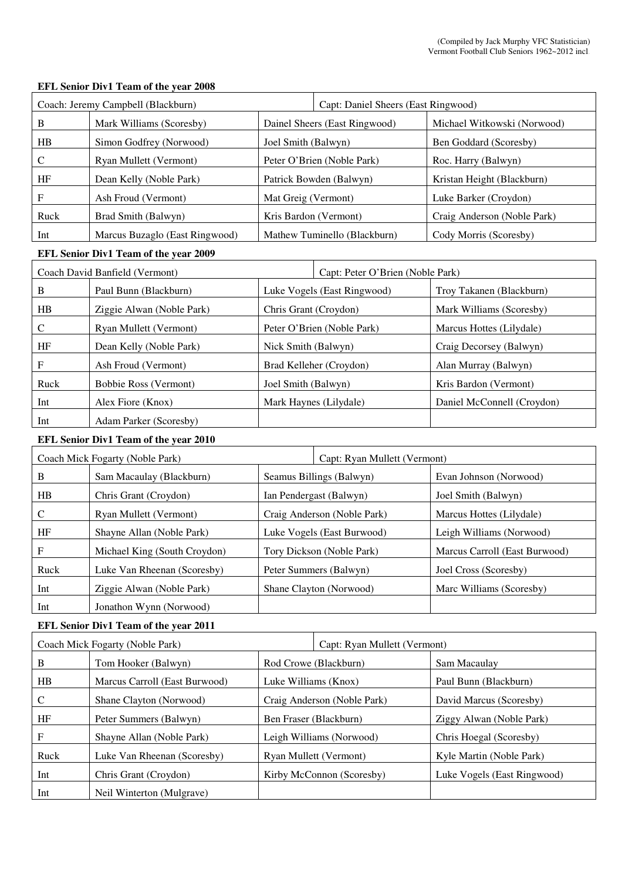(Compiled by Jack Murphy VFC Statistician)
Vermont Football Club Seniors 1962~2012 incl

**EFL Senior Div1 Team of the year 2008**

| Coach: Jeremy Campbell (Blackburn) | | Capt: Daniel Sheers (East Ringwood) | |
|---|---|---|---|
| B | Mark Williams (Scoresby) | Dainel Sheers (East Ringwood) | Michael Witkowski (Norwood) |
| HB | Simon Godfrey (Norwood) | Joel Smith (Balwyn) | Ben Goddard (Scoresby) |
| C | Ryan Mullett (Vermont) | Peter O'Brien (Noble Park) | Roc. Harry (Balwyn) |
| HF | Dean Kelly (Noble Park) | Patrick Bowden (Balwyn) | Kristan Height (Blackburn) |
| F | Ash Froud (Vermont) | Mat Greig (Vermont) | Luke Barker (Croydon) |
| Ruck | Brad Smith (Balwyn) | Kris Bardon (Vermont) | Craig Anderson (Noble Park) |
| Int | Marcus Buzaglo (East Ringwood) | Mathew Tuminello (Blackburn) | Cody Morris (Scoresby) |

**EFL Senior Div1 Team of the year 2009**

| Coach David Banfield (Vermont) | | Capt: Peter O'Brien (Noble Park) | |
|---|---|---|---|
| B | Paul Bunn (Blackburn) | Luke Vogels (East Ringwood) | Troy Takanen (Blackburn) |
| HB | Ziggie Alwan (Noble Park) | Chris Grant (Croydon) | Mark Williams (Scoresby) |
| C | Ryan Mullett (Vermont) | Peter O'Brien (Noble Park) | Marcus Hottes (Lilydale) |
| HF | Dean Kelly (Noble Park) | Nick Smith (Balwyn) | Craig Decorsey (Balwyn) |
| F | Ash Froud (Vermont) | Brad Kelleher (Croydon) | Alan Murray (Balwyn) |
| Ruck | Bobbie Ross (Vermont) | Joel Smith (Balwyn) | Kris Bardon (Vermont) |
| Int | Alex Fiore (Knox) | Mark Haynes (Lilydale) | Daniel McConnell (Croydon) |
| Int | Adam Parker (Scoresby) | | |

**EFL Senior Div1 Team of the year 2010**

| Coach Mick Fogarty (Noble Park) | | Capt: Ryan Mullett (Vermont) | |
|---|---|---|---|
| B | Sam Macaulay (Blackburn) | Seamus Billings (Balwyn) | Evan Johnson (Norwood) |
| HB | Chris Grant (Croydon) | Ian Pendergast (Balwyn) | Joel Smith (Balwyn) |
| C | Ryan Mullett (Vermont) | Craig Anderson (Noble Park) | Marcus Hottes (Lilydale) |
| HF | Shayne Allan (Noble Park) | Luke Vogels (East Burwood) | Leigh Williams (Norwood) |
| F | Michael King (South Croydon) | Tory Dickson (Noble Park) | Marcus Carroll (East Burwood) |
| Ruck | Luke Van Rheenan (Scoresby) | Peter Summers (Balwyn) | Joel Cross (Scoresby) |
| Int | Ziggie Alwan (Noble Park) | Shane Clayton (Norwood) | Marc Williams (Scoresby) |
| Int | Jonathon Wynn (Norwood) | | |

**EFL Senior Div1 Team of the year 2011**

| Coach Mick Fogarty (Noble Park) | | Capt: Ryan Mullett (Vermont) | |
|---|---|---|---|
| B | Tom Hooker (Balwyn) | Rod Crowe (Blackburn) | Sam Macaulay |
| HB | Marcus Carroll (East Burwood) | Luke Williams (Knox) | Paul Bunn (Blackburn) |
| C | Shane Clayton (Norwood) | Craig Anderson (Noble Park) | David Marcus (Scoresby) |
| HF | Peter Summers (Balwyn) | Ben Fraser (Blackburn) | Ziggy Alwan (Noble Park) |
| F | Shayne Allan (Noble Park) | Leigh Williams (Norwood) | Chris Hoegal (Scoresby) |
| Ruck | Luke Van Rheenan (Scoresby) | Ryan Mullett (Vermont) | Kyle Martin (Noble Park) |
| Int | Chris Grant (Croydon) | Kirby McConnon (Scoresby) | Luke Vogels (East Ringwood) |
| Int | Neil Winterton (Mulgrave) | | |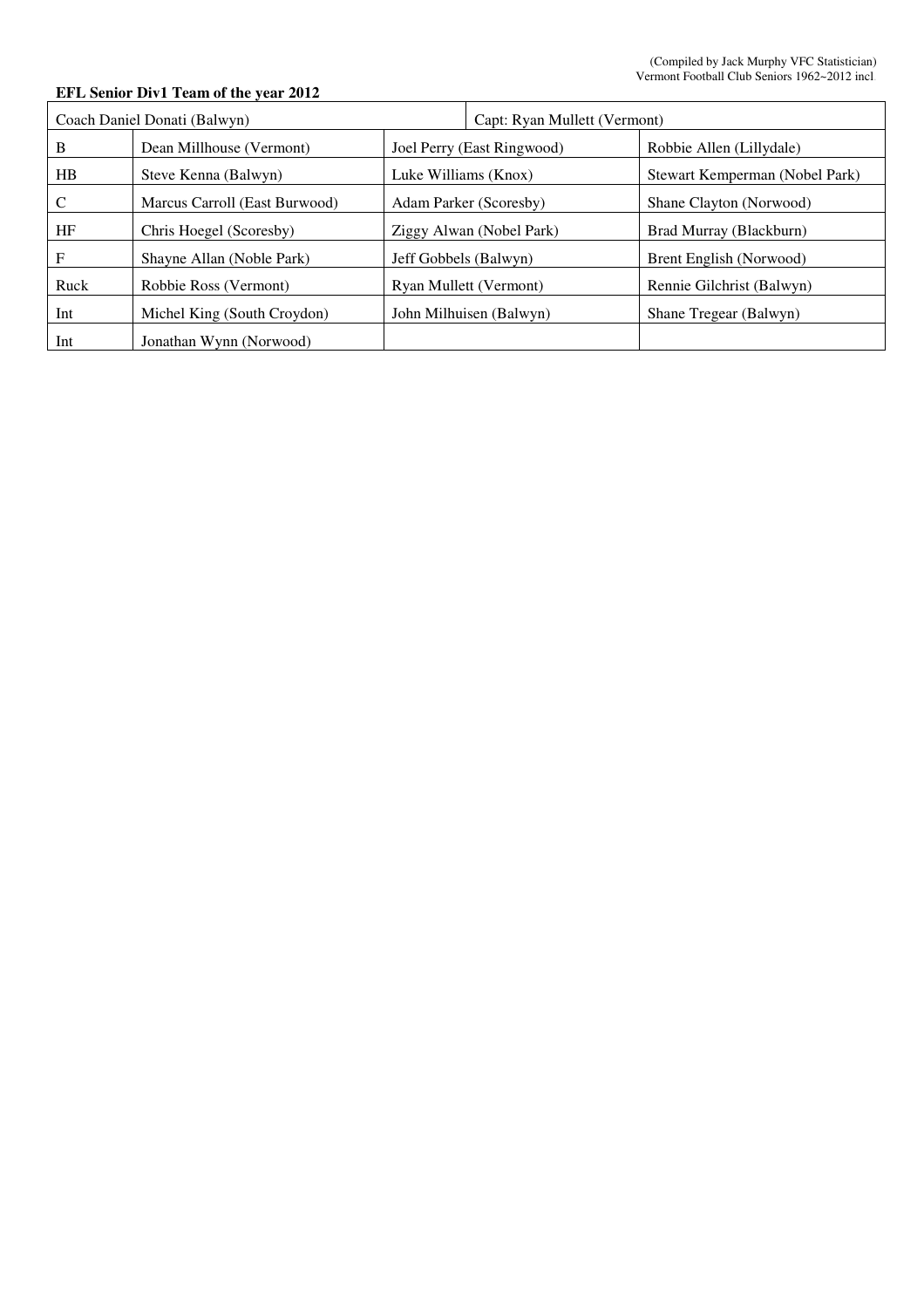(Compiled by Jack Murphy VFC Statistician)
Vermont Football Club Seniors 1962~2012 incl

**EFL Senior Div1 Team of the year 2012**

| | | | |
|---|---|---|---|
| Coach Daniel Donati (Balwyn) | | Capt: Ryan Mullett (Vermont) | |
| B | Dean Millhouse (Vermont) | Joel Perry (East Ringwood) | Robbie Allen (Lillydale) |
| HB | Steve Kenna (Balwyn) | Luke Williams (Knox) | Stewart Kemperman (Nobel Park) |
| C | Marcus Carroll (East Burwood) | Adam Parker (Scoresby) | Shane Clayton (Norwood) |
| HF | Chris Hoegel (Scoresby) | Ziggy Alwan (Nobel Park) | Brad Murray (Blackburn) |
| F | Shayne Allan (Noble Park) | Jeff Gobbels (Balwyn) | Brent English (Norwood) |
| Ruck | Robbie Ross (Vermont) | Ryan Mullett (Vermont) | Rennie Gilchrist (Balwyn) |
| Int | Michel King (South Croydon) | John Milhuisen (Balwyn) | Shane Tregear (Balwyn) |
| Int | Jonathan Wynn (Norwood) | | |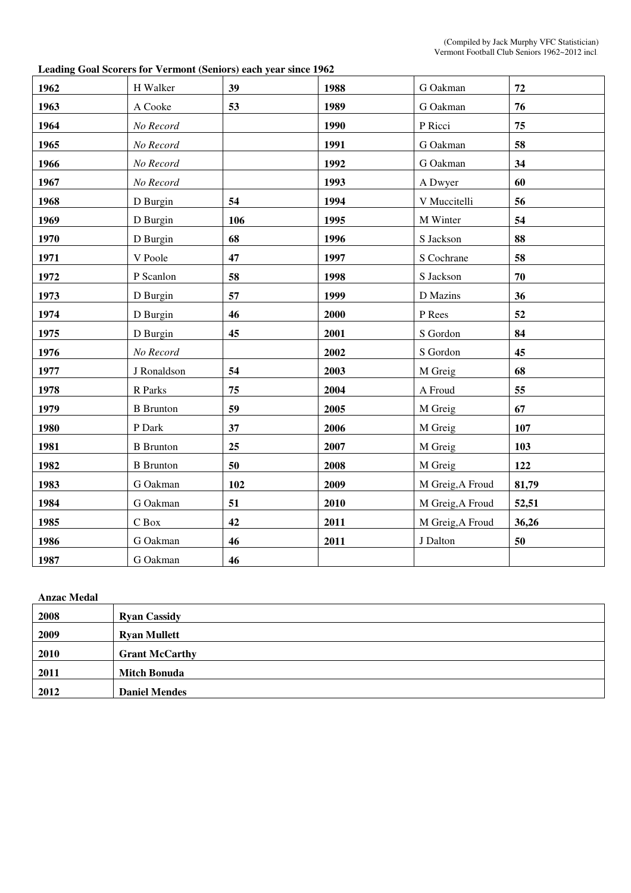(Compiled by Jack Murphy VFC Statistician)
Vermont Football Club Seniors 1962~2012 incl

**Leading Goal Scorers for Vermont (Seniors) each year since 1962**

| | | | | | |
|---|---|---|---|---|---|
| **1962** | H Walker | **39** | **1988** | G Oakman | **72** |
| **1963** | A Cooke | **53** | **1989** | G Oakman | **76** |
| **1964** | *No Record* | | **1990** | P Ricci | **75** |
| **1965** | *No Record* | | **1991** | G Oakman | **58** |
| **1966** | *No Record* | | **1992** | G Oakman | **34** |
| **1967** | *No Record* | | **1993** | A Dwyer | **60** |
| **1968** | D Burgin | **54** | **1994** | V Muccitelli | **56** |
| **1969** | D Burgin | **106** | **1995** | M Winter | **54** |
| **1970** | D Burgin | **68** | **1996** | S Jackson | **88** |
| **1971** | V Poole | **47** | **1997** | S Cochrane | **58** |
| **1972** | P Scanlon | **58** | **1998** | S Jackson | **70** |
| **1973** | D Burgin | **57** | **1999** | D Mazins | **36** |
| **1974** | D Burgin | **46** | **2000** | P Rees | **52** |
| **1975** | D Burgin | **45** | **2001** | S Gordon | **84** |
| **1976** | *No Record* | | **2002** | S Gordon | **45** |
| **1977** | J Ronaldson | **54** | **2003** | M Greig | **68** |
| **1978** | R Parks | **75** | **2004** | A Froud | **55** |
| **1979** | B Brunton | **59** | **2005** | M Greig | **67** |
| **1980** | P Dark | **37** | **2006** | M Greig | **107** |
| **1981** | B Brunton | **25** | **2007** | M Greig | **103** |
| **1982** | B Brunton | **50** | **2008** | M Greig | **122** |
| **1983** | G Oakman | **102** | **2009** | M Greig,A Froud | **81,79** |
| **1984** | G Oakman | **51** | **2010** | M Greig,A Froud | **52,51** |
| **1985** | C Box | **42** | **2011** | M Greig,A Froud | **36,26** |
| **1986** | G Oakman | **46** | **2011** | J Dalton | **50** |
| **1987** | G Oakman | **46** | | | |

**Anzac Medal**

| | |
|---|---|
| **2008** | **Ryan Cassidy** |
| **2009** | **Ryan Mullett** |
| **2010** | **Grant McCarthy** |
| **2011** | **Mitch Bonuda** |
| **2012** | **Daniel Mendes** |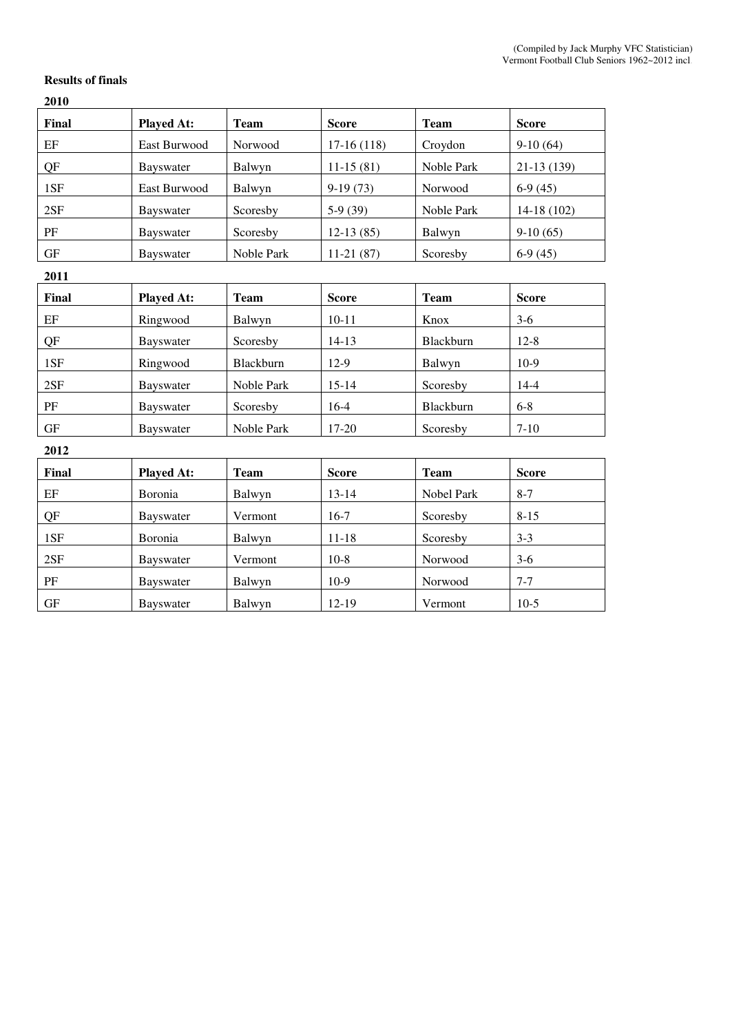(Compiled by Jack Murphy VFC Statistician)
Vermont Football Club Seniors 1962~2012 incl

**Results of finals**

**2010**

| Final | Played At: | Team | Score | Team | Score |
|---|---|---|---|---|---|
| EF | East Burwood | Norwood | 17-16 (118) | Croydon | 9-10 (64) |
| QF | Bayswater | Balwyn | 11-15 (81) | Noble Park | 21-13 (139) |
| 1SF | East Burwood | Balwyn | 9-19 (73) | Norwood | 6-9 (45) |
| 2SF | Bayswater | Scoresby | 5-9 (39) | Noble Park | 14-18 (102) |
| PF | Bayswater | Scoresby | 12-13 (85) | Balwyn | 9-10 (65) |
| GF | Bayswater | Noble Park | 11-21 (87) | Scoresby | 6-9 (45) |

**2011**

| Final | Played At: | Team | Score | Team | Score |
|---|---|---|---|---|---|
| EF | Ringwood | Balwyn | 10-11 | Knox | 3-6 |
| QF | Bayswater | Scoresby | 14-13 | Blackburn | 12-8 |
| 1SF | Ringwood | Blackburn | 12-9 | Balwyn | 10-9 |
| 2SF | Bayswater | Noble Park | 15-14 | Scoresby | 14-4 |
| PF | Bayswater | Scoresby | 16-4 | Blackburn | 6-8 |
| GF | Bayswater | Noble Park | 17-20 | Scoresby | 7-10 |

**2012**

| Final | Played At: | Team | Score | Team | Score |
|---|---|---|---|---|---|
| EF | Boronia | Balwyn | 13-14 | Nobel Park | 8-7 |
| QF | Bayswater | Vermont | 16-7 | Scoresby | 8-15 |
| 1SF | Boronia | Balwyn | 11-18 | Scoresby | 3-3 |
| 2SF | Bayswater | Vermont | 10-8 | Norwood | 3-6 |
| PF | Bayswater | Balwyn | 10-9 | Norwood | 7-7 |
| GF | Bayswater | Balwyn | 12-19 | Vermont | 10-5 |